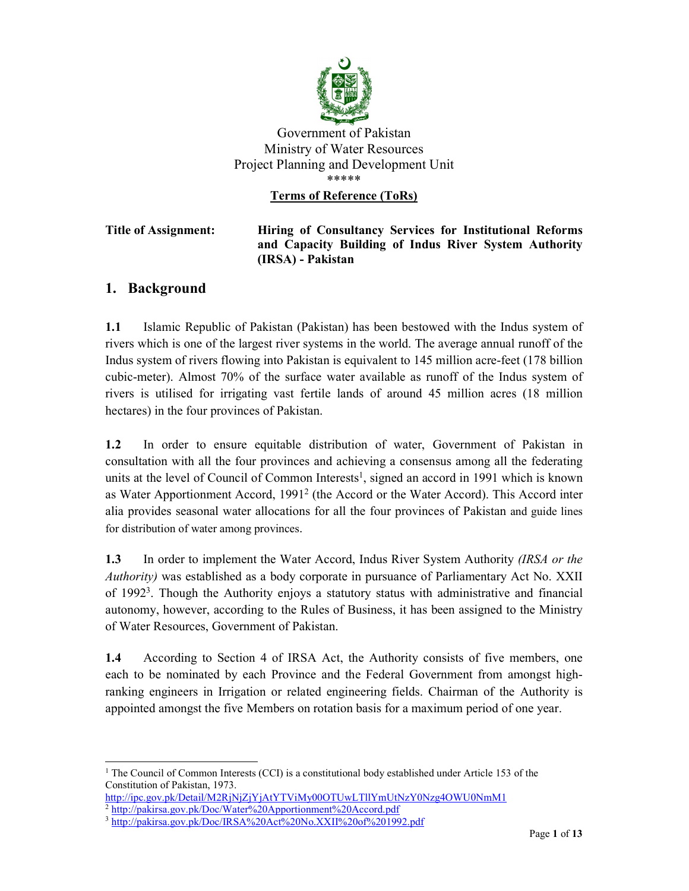Government of Pakistan
Ministry of Water Resources
Project Planning and Development Unit
*****

**Terms of Reference (ToRs)**

**Title of Assignment:** **Hiring of Consultancy Services for Institutional Reforms and Capacity Building of Indus River System Authority (IRSA) - Pakistan**

## 1. Background

**1.1** Islamic Republic of Pakistan (Pakistan) has been bestowed with the Indus system of rivers which is one of the largest river systems in the world. The average annual runoff of the Indus system of rivers flowing into Pakistan is equivalent to 145 million acre-feet (178 billion cubic-meter). Almost 70% of the surface water available as runoff of the Indus system of rivers is utilised for irrigating vast fertile lands of around 45 million acres (18 million hectares) in the four provinces of Pakistan.

**1.2** In order to ensure equitable distribution of water, Government of Pakistan in consultation with all the four provinces and achieving a consensus among all the federating units at the level of Council of Common Interests[1], signed an accord in 1991 which is known as Water Apportionment Accord, 1991[2] (the Accord or the Water Accord). This Accord inter alia provides seasonal water allocations for all the four provinces of Pakistan and guide lines for distribution of water among provinces.

**1.3** In order to implement the Water Accord, Indus River System Authority *(IRSA or the Authority)* was established as a body corporate in pursuance of Parliamentary Act No. XXII of 1992[3]. Though the Authority enjoys a statutory status with administrative and financial autonomy, however, according to the Rules of Business, it has been assigned to the Ministry of Water Resources, Government of Pakistan.

**1.4** According to Section 4 of IRSA Act, the Authority consists of five members, one each to be nominated by each Province and the Federal Government from amongst high-ranking engineers in Irrigation or related engineering fields. Chairman of the Authority is appointed amongst the five Members on rotation basis for a maximum period of one year.

---

[1] The Council of Common Interests (CCI) is a constitutional body established under Article 153 of the Constitution of Pakistan, 1973. http://ipc.gov.pk/Detail/M2RjNjZjYjAtYTViMy00OTUwLTllYmUtNzY0Nzg4OWU0NmM1

[2] http://pakirsa.gov.pk/Doc/Water%20Apportionment%20Accord.pdf

[3] http://pakirsa.gov.pk/Doc/IRSA%20Act%20No.XXII%20of%201992.pdf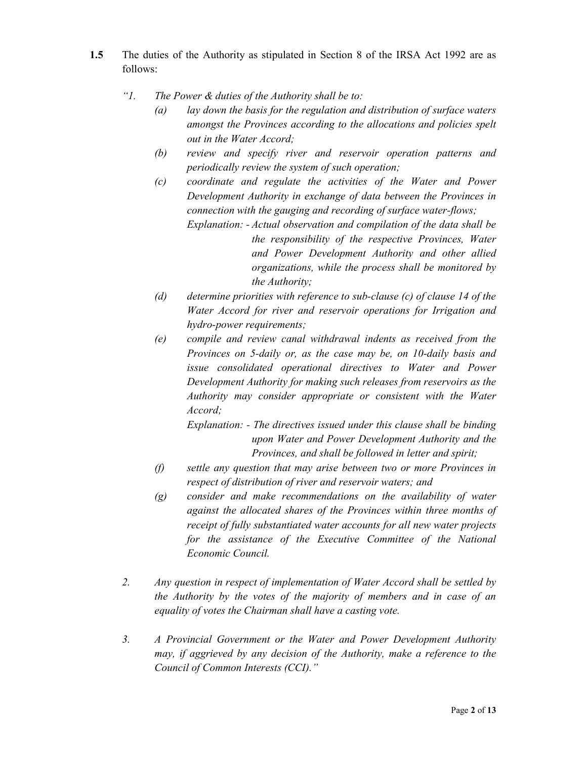**1.5** The duties of the Authority as stipulated in Section 8 of the IRSA Act 1992 are as follows:

*"1. The Power & duties of the Authority shall be to:*

*(a) lay down the basis for the regulation and distribution of surface waters amongst the Provinces according to the allocations and policies spelt out in the Water Accord;*

*(b) review and specify river and reservoir operation patterns and periodically review the system of such operation;*

*(c) coordinate and regulate the activities of the Water and Power Development Authority in exchange of data between the Provinces in connection with the gauging and recording of surface water-flows;*

*Explanation: - Actual observation and compilation of the data shall be the responsibility of the respective Provinces, Water and Power Development Authority and other allied organizations, while the process shall be monitored by the Authority;*

*(d) determine priorities with reference to sub-clause (c) of clause 14 of the Water Accord for river and reservoir operations for Irrigation and hydro-power requirements;*

*(e) compile and review canal withdrawal indents as received from the Provinces on 5-daily or, as the case may be, on 10-daily basis and issue consolidated operational directives to Water and Power Development Authority for making such releases from reservoirs as the Authority may consider appropriate or consistent with the Water Accord;*

*Explanation: - The directives issued under this clause shall be binding upon Water and Power Development Authority and the Provinces, and shall be followed in letter and spirit;*

*(f) settle any question that may arise between two or more Provinces in respect of distribution of river and reservoir waters; and*

*(g) consider and make recommendations on the availability of water against the allocated shares of the Provinces within three months of receipt of fully substantiated water accounts for all new water projects for the assistance of the Executive Committee of the National Economic Council.*

*2. Any question in respect of implementation of Water Accord shall be settled by the Authority by the votes of the majority of members and in case of an equality of votes the Chairman shall have a casting vote.*

*3. A Provincial Government or the Water and Power Development Authority may, if aggrieved by any decision of the Authority, make a reference to the Council of Common Interests (CCI)."*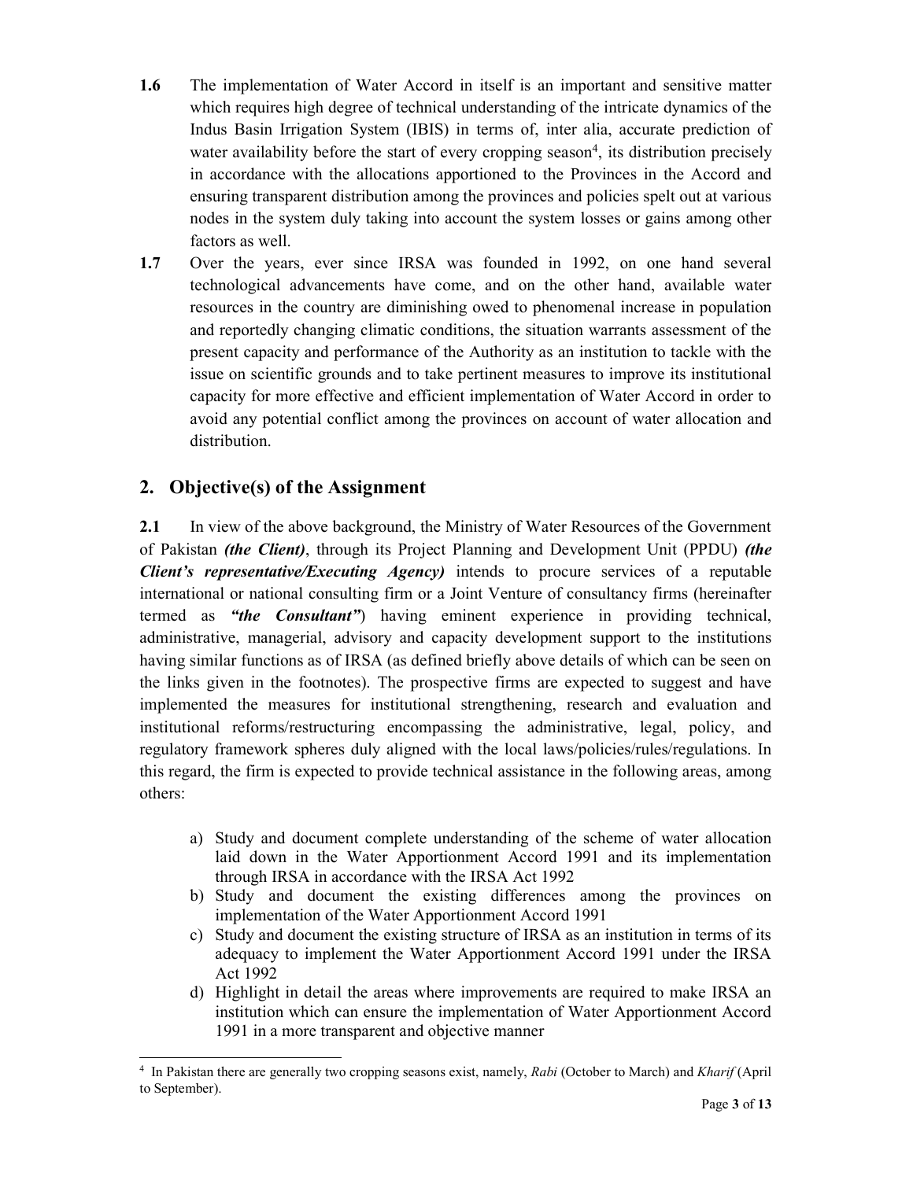**1.6** The implementation of Water Accord in itself is an important and sensitive matter which requires high degree of technical understanding of the intricate dynamics of the Indus Basin Irrigation System (IBIS) in terms of, inter alia, accurate prediction of water availability before the start of every cropping season[4], its distribution precisely in accordance with the allocations apportioned to the Provinces in the Accord and ensuring transparent distribution among the provinces and policies spelt out at various nodes in the system duly taking into account the system losses or gains among other factors as well.

**1.7** Over the years, ever since IRSA was founded in 1992, on one hand several technological advancements have come, and on the other hand, available water resources in the country are diminishing owed to phenomenal increase in population and reportedly changing climatic conditions, the situation warrants assessment of the present capacity and performance of the Authority as an institution to tackle with the issue on scientific grounds and to take pertinent measures to improve its institutional capacity for more effective and efficient implementation of Water Accord in order to avoid any potential conflict among the provinces on account of water allocation and distribution.

## 2. Objective(s) of the Assignment

**2.1** In view of the above background, the Ministry of Water Resources of the Government of Pakistan ***(the Client)***, through its Project Planning and Development Unit (PPDU) ***(the Client's representative/Executing Agency)*** intends to procure services of a reputable international or national consulting firm or a Joint Venture of consultancy firms (hereinafter termed as ***"the Consultant"***) having eminent experience in providing technical, administrative, managerial, advisory and capacity development support to the institutions having similar functions as of IRSA (as defined briefly above details of which can be seen on the links given in the footnotes). The prospective firms are expected to suggest and have implemented the measures for institutional strengthening, research and evaluation and institutional reforms/restructuring encompassing the administrative, legal, policy, and regulatory framework spheres duly aligned with the local laws/policies/rules/regulations. In this regard, the firm is expected to provide technical assistance in the following areas, among others:

a) Study and document complete understanding of the scheme of water allocation laid down in the Water Apportionment Accord 1991 and its implementation through IRSA in accordance with the IRSA Act 1992
b) Study and document the existing differences among the provinces on implementation of the Water Apportionment Accord 1991
c) Study and document the existing structure of IRSA as an institution in terms of its adequacy to implement the Water Apportionment Accord 1991 under the IRSA Act 1992
d) Highlight in detail the areas where improvements are required to make IRSA an institution which can ensure the implementation of Water Apportionment Accord 1991 in a more transparent and objective manner

---

[4] In Pakistan there are generally two cropping seasons exist, namely, *Rabi* (October to March) and *Kharif* (April to September).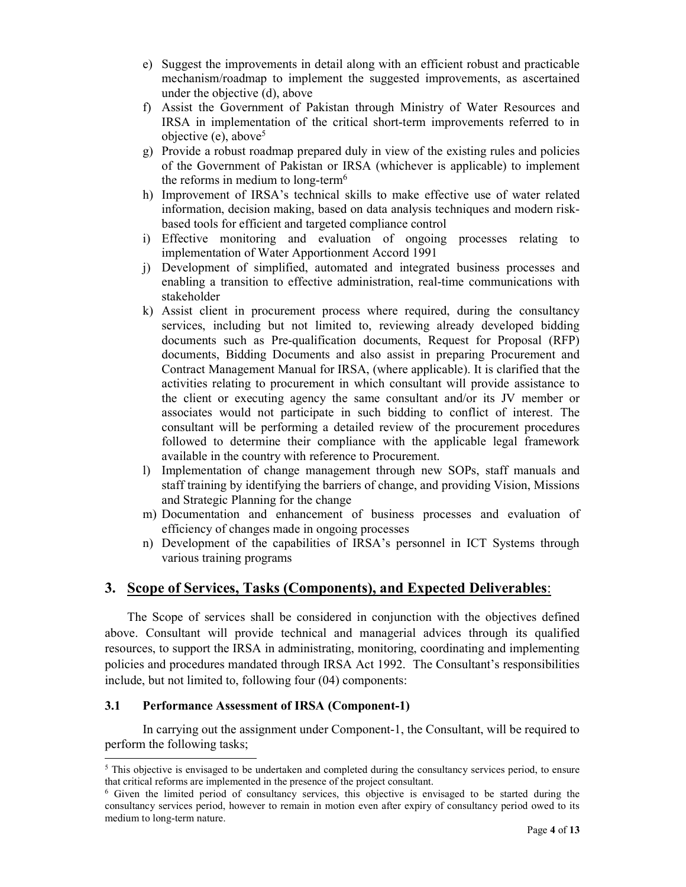e) Suggest the improvements in detail along with an efficient robust and practicable mechanism/roadmap to implement the suggested improvements, as ascertained under the objective (d), above

f) Assist the Government of Pakistan through Ministry of Water Resources and IRSA in implementation of the critical short-term improvements referred to in objective (e), above[5]

g) Provide a robust roadmap prepared duly in view of the existing rules and policies of the Government of Pakistan or IRSA (whichever is applicable) to implement the reforms in medium to long-term[6]

h) Improvement of IRSA's technical skills to make effective use of water related information, decision making, based on data analysis techniques and modern risk-based tools for efficient and targeted compliance control

i) Effective monitoring and evaluation of ongoing processes relating to implementation of Water Apportionment Accord 1991

j) Development of simplified, automated and integrated business processes and enabling a transition to effective administration, real-time communications with stakeholder

k) Assist client in procurement process where required, during the consultancy services, including but not limited to, reviewing already developed bidding documents such as Pre-qualification documents, Request for Proposal (RFP) documents, Bidding Documents and also assist in preparing Procurement and Contract Management Manual for IRSA, (where applicable). It is clarified that the activities relating to procurement in which consultant will provide assistance to the client or executing agency the same consultant and/or its JV member or associates would not participate in such bidding to conflict of interest. The consultant will be performing a detailed review of the procurement procedures followed to determine their compliance with the applicable legal framework available in the country with reference to Procurement.

l) Implementation of change management through new SOPs, staff manuals and staff training by identifying the barriers of change, and providing Vision, Missions and Strategic Planning for the change

m) Documentation and enhancement of business processes and evaluation of efficiency of changes made in ongoing processes

n) Development of the capabilities of IRSA's personnel in ICT Systems through various training programs

## 3. Scope of Services, Tasks (Components), and Expected Deliverables:

The Scope of services shall be considered in conjunction with the objectives defined above. Consultant will provide technical and managerial advices through its qualified resources, to support the IRSA in administrating, monitoring, coordinating and implementing policies and procedures mandated through IRSA Act 1992. The Consultant's responsibilities include, but not limited to, following four (04) components:

### 3.1 Performance Assessment of IRSA (Component-1)

In carrying out the assignment under Component-1, the Consultant, will be required to perform the following tasks;

---

[5] This objective is envisaged to be undertaken and completed during the consultancy services period, to ensure that critical reforms are implemented in the presence of the project consultant.

[6] Given the limited period of consultancy services, this objective is envisaged to be started during the consultancy services period, however to remain in motion even after expiry of consultancy period owed to its medium to long-term nature.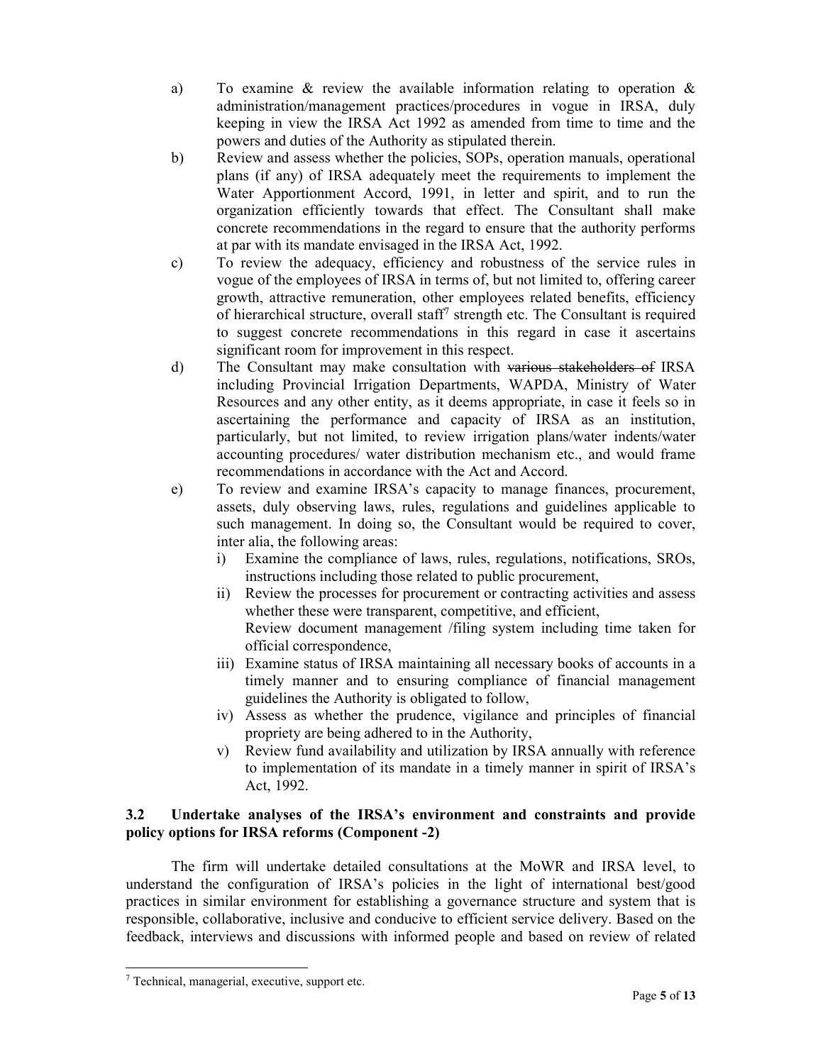a) To examine & review the available information relating to operation & administration/management practices/procedures in vogue in IRSA, duly keeping in view the IRSA Act 1992 as amended from time to time and the powers and duties of the Authority as stipulated therein.

b) Review and assess whether the policies, SOPs, operation manuals, operational plans (if any) of IRSA adequately meet the requirements to implement the Water Apportionment Accord, 1991, in letter and spirit, and to run the organization efficiently towards that effect. The Consultant shall make concrete recommendations in the regard to ensure that the authority performs at par with its mandate envisaged in the IRSA Act, 1992.

c) To review the adequacy, efficiency and robustness of the service rules in vogue of the employees of IRSA in terms of, but not limited to, offering career growth, attractive remuneration, other employees related benefits, efficiency of hierarchical structure, overall staff[7] strength etc. The Consultant is required to suggest concrete recommendations in this regard in case it ascertains significant room for improvement in this respect.

d) The Consultant may make consultation with ~~various stakeholders of~~ IRSA including Provincial Irrigation Departments, WAPDA, Ministry of Water Resources and any other entity, as it deems appropriate, in case it feels so in ascertaining the performance and capacity of IRSA as an institution, particularly, but not limited, to review irrigation plans/water indents/water accounting procedures/ water distribution mechanism etc., and would frame recommendations in accordance with the Act and Accord.

e) To review and examine IRSA's capacity to manage finances, procurement, assets, duly observing laws, rules, regulations and guidelines applicable to such management. In doing so, the Consultant would be required to cover, inter alia, the following areas:
   i) Examine the compliance of laws, rules, regulations, notifications, SROs, instructions including those related to public procurement,
   ii) Review the processes for procurement or contracting activities and assess whether these were transparent, competitive, and efficient,
   Review document management /filing system including time taken for official correspondence,
   iii) Examine status of IRSA maintaining all necessary books of accounts in a timely manner and to ensuring compliance of financial management guidelines the Authority is obligated to follow,
   iv) Assess as whether the prudence, vigilance and principles of financial propriety are being adhered to in the Authority,
   v) Review fund availability and utilization by IRSA annually with reference to implementation of its mandate in a timely manner in spirit of IRSA's Act, 1992.

### 3.2 Undertake analyses of the IRSA's environment and constraints and provide policy options for IRSA reforms (Component -2)

The firm will undertake detailed consultations at the MoWR and IRSA level, to understand the configuration of IRSA's policies in the light of international best/good practices in similar environment for establishing a governance structure and system that is responsible, collaborative, inclusive and conducive to efficient service delivery. Based on the feedback, interviews and discussions with informed people and based on review of related

[7] Technical, managerial, executive, support etc.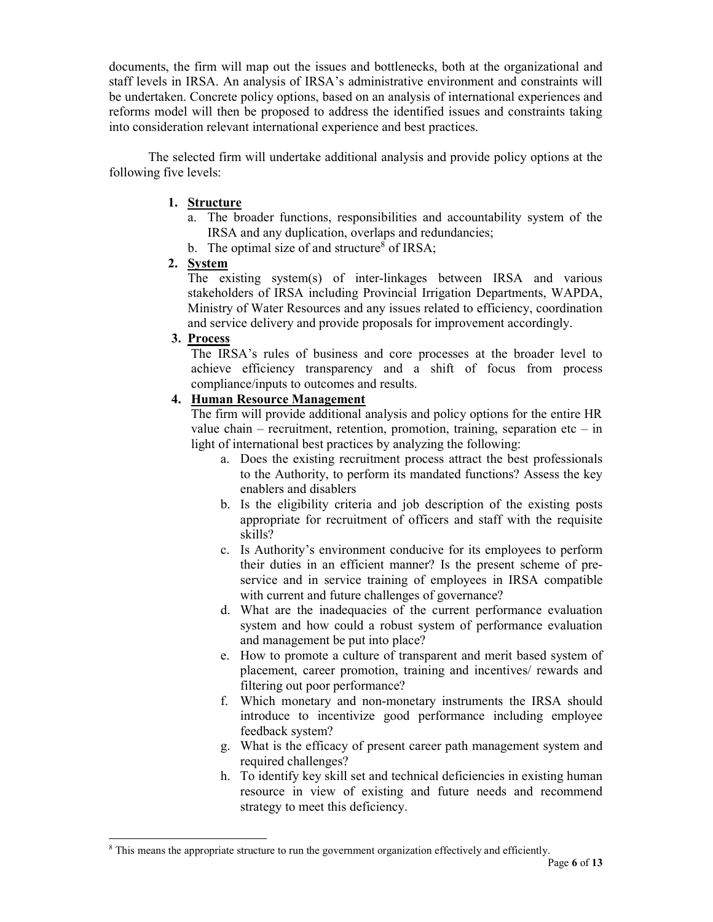documents, the firm will map out the issues and bottlenecks, both at the organizational and staff levels in IRSA. An analysis of IRSA's administrative environment and constraints will be undertaken. Concrete policy options, based on an analysis of international experiences and reforms model will then be proposed to address the identified issues and constraints taking into consideration relevant international experience and best practices.

The selected firm will undertake additional analysis and provide policy options at the following five levels:

1. **Structure**
   a. The broader functions, responsibilities and accountability system of the IRSA and any duplication, overlaps and redundancies;
   b. The optimal size of and structure[8] of IRSA;

2. **System**
   The existing system(s) of inter-linkages between IRSA and various stakeholders of IRSA including Provincial Irrigation Departments, WAPDA, Ministry of Water Resources and any issues related to efficiency, coordination and service delivery and provide proposals for improvement accordingly.

3. **Process**
   The IRSA's rules of business and core processes at the broader level to achieve efficiency transparency and a shift of focus from process compliance/inputs to outcomes and results.

4. **Human Resource Management**
   The firm will provide additional analysis and policy options for the entire HR value chain – recruitment, retention, promotion, training, separation etc – in light of international best practices by analyzing the following:
   a. Does the existing recruitment process attract the best professionals to the Authority, to perform its mandated functions? Assess the key enablers and disablers
   b. Is the eligibility criteria and job description of the existing posts appropriate for recruitment of officers and staff with the requisite skills?
   c. Is Authority's environment conducive for its employees to perform their duties in an efficient manner? Is the present scheme of pre-service and in service training of employees in IRSA compatible with current and future challenges of governance?
   d. What are the inadequacies of the current performance evaluation system and how could a robust system of performance evaluation and management be put into place?
   e. How to promote a culture of transparent and merit based system of placement, career promotion, training and incentives/ rewards and filtering out poor performance?
   f. Which monetary and non-monetary instruments the IRSA should introduce to incentivize good performance including employee feedback system?
   g. What is the efficacy of present career path management system and required challenges?
   h. To identify key skill set and technical deficiencies in existing human resource in view of existing and future needs and recommend strategy to meet this deficiency.

---

[8] This means the appropriate structure to run the government organization effectively and efficiently.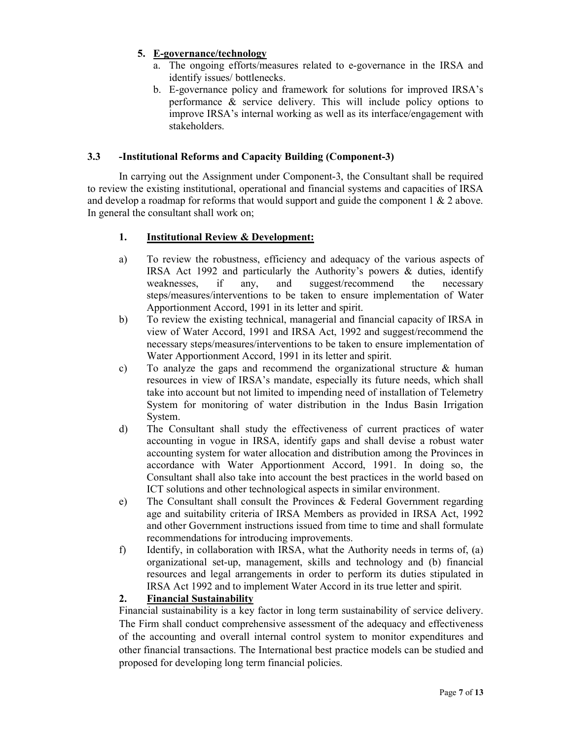5. **E-governance/technology**
    a. The ongoing efforts/measures related to e-governance in the IRSA and identify issues/ bottlenecks.
    b. E-governance policy and framework for solutions for improved IRSA's performance & service delivery. This will include policy options to improve IRSA's internal working as well as its interface/engagement with stakeholders.

### 3.3 -Institutional Reforms and Capacity Building (Component-3)

In carrying out the Assignment under Component-3, the Consultant shall be required to review the existing institutional, operational and financial systems and capacities of IRSA and develop a roadmap for reforms that would support and guide the component 1 & 2 above. In general the consultant shall work on;

1. **Institutional Review & Development:**

a) To review the robustness, efficiency and adequacy of the various aspects of IRSA Act 1992 and particularly the Authority's powers & duties, identify weaknesses, if any, and suggest/recommend the necessary steps/measures/interventions to be taken to ensure implementation of Water Apportionment Accord, 1991 in its letter and spirit.

b) To review the existing technical, managerial and financial capacity of IRSA in view of Water Accord, 1991 and IRSA Act, 1992 and suggest/recommend the necessary steps/measures/interventions to be taken to ensure implementation of Water Apportionment Accord, 1991 in its letter and spirit.

c) To analyze the gaps and recommend the organizational structure & human resources in view of IRSA's mandate, especially its future needs, which shall take into account but not limited to impending need of installation of Telemetry System for monitoring of water distribution in the Indus Basin Irrigation System.

d) The Consultant shall study the effectiveness of current practices of water accounting in vogue in IRSA, identify gaps and shall devise a robust water accounting system for water allocation and distribution among the Provinces in accordance with Water Apportionment Accord, 1991. In doing so, the Consultant shall also take into account the best practices in the world based on ICT solutions and other technological aspects in similar environment.

e) The Consultant shall consult the Provinces & Federal Government regarding age and suitability criteria of IRSA Members as provided in IRSA Act, 1992 and other Government instructions issued from time to time and shall formulate recommendations for introducing improvements.

f) Identify, in collaboration with IRSA, what the Authority needs in terms of, (a) organizational set-up, management, skills and technology and (b) financial resources and legal arrangements in order to perform its duties stipulated in IRSA Act 1992 and to implement Water Accord in its true letter and spirit.

2. **Financial Sustainability**

Financial sustainability is a key factor in long term sustainability of service delivery. The Firm shall conduct comprehensive assessment of the adequacy and effectiveness of the accounting and overall internal control system to monitor expenditures and other financial transactions. The International best practice models can be studied and proposed for developing long term financial policies.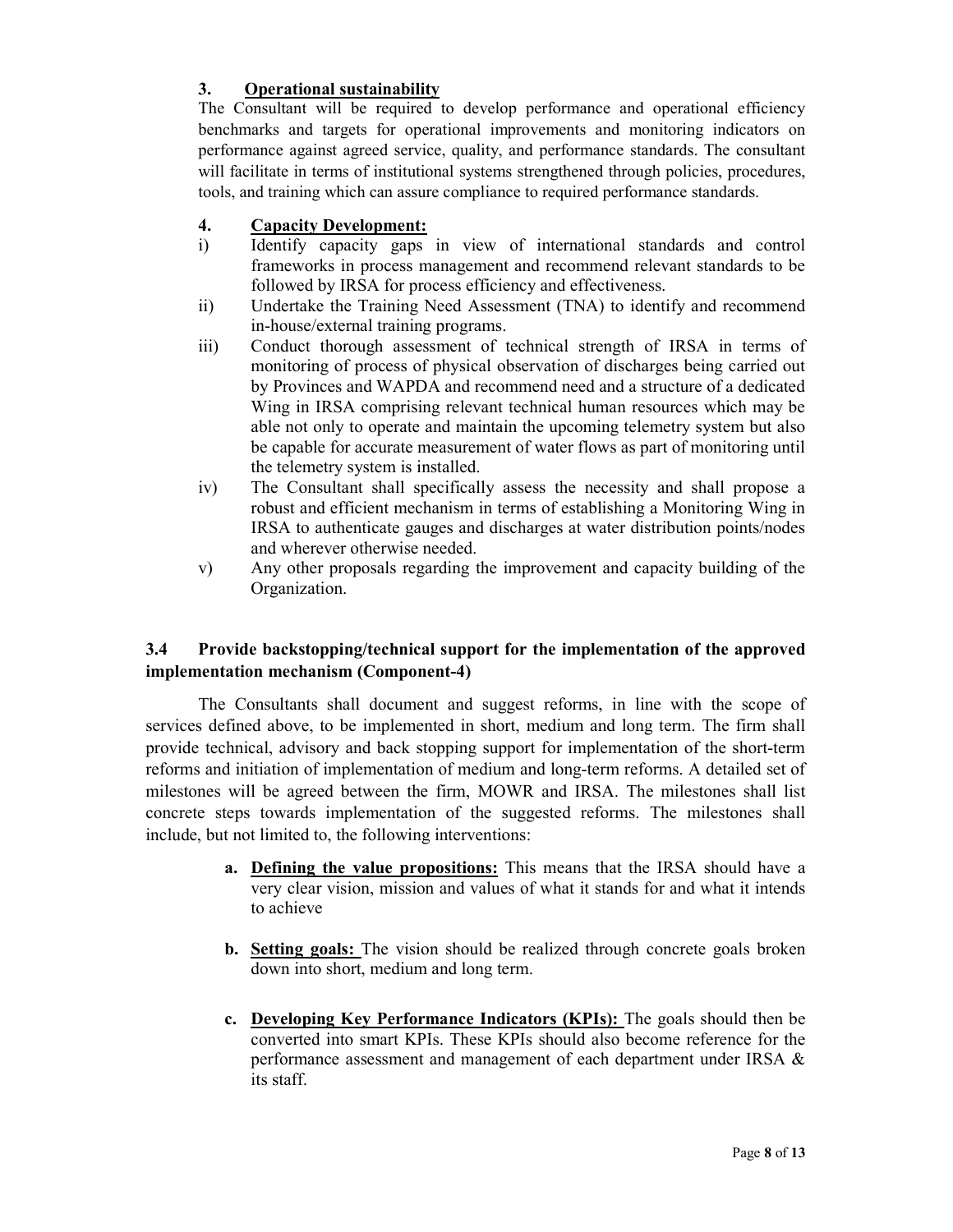### 3. Operational sustainability

The Consultant will be required to develop performance and operational efficiency benchmarks and targets for operational improvements and monitoring indicators on performance against agreed service, quality, and performance standards. The consultant will facilitate in terms of institutional systems strengthened through policies, procedures, tools, and training which can assure compliance to required performance standards.

### 4. Capacity Development:

i) Identify capacity gaps in view of international standards and control frameworks in process management and recommend relevant standards to be followed by IRSA for process efficiency and effectiveness.

ii) Undertake the Training Need Assessment (TNA) to identify and recommend in-house/external training programs.

iii) Conduct thorough assessment of technical strength of IRSA in terms of monitoring of process of physical observation of discharges being carried out by Provinces and WAPDA and recommend need and a structure of a dedicated Wing in IRSA comprising relevant technical human resources which may be able not only to operate and maintain the upcoming telemetry system but also be capable for accurate measurement of water flows as part of monitoring until the telemetry system is installed.

iv) The Consultant shall specifically assess the necessity and shall propose a robust and efficient mechanism in terms of establishing a Monitoring Wing in IRSA to authenticate gauges and discharges at water distribution points/nodes and wherever otherwise needed.

v) Any other proposals regarding the improvement and capacity building of the Organization.

## 3.4 Provide backstopping/technical support for the implementation of the approved implementation mechanism (Component-4)

The Consultants shall document and suggest reforms, in line with the scope of services defined above, to be implemented in short, medium and long term. The firm shall provide technical, advisory and back stopping support for implementation of the short-term reforms and initiation of implementation of medium and long-term reforms. A detailed set of milestones will be agreed between the firm, MOWR and IRSA. The milestones shall list concrete steps towards implementation of the suggested reforms. The milestones shall include, but not limited to, the following interventions:

**a. Defining the value propositions:** This means that the IRSA should have a very clear vision, mission and values of what it stands for and what it intends to achieve

**b. Setting goals:** The vision should be realized through concrete goals broken down into short, medium and long term.

**c. Developing Key Performance Indicators (KPIs):** The goals should then be converted into smart KPIs. These KPIs should also become reference for the performance assessment and management of each department under IRSA & its staff.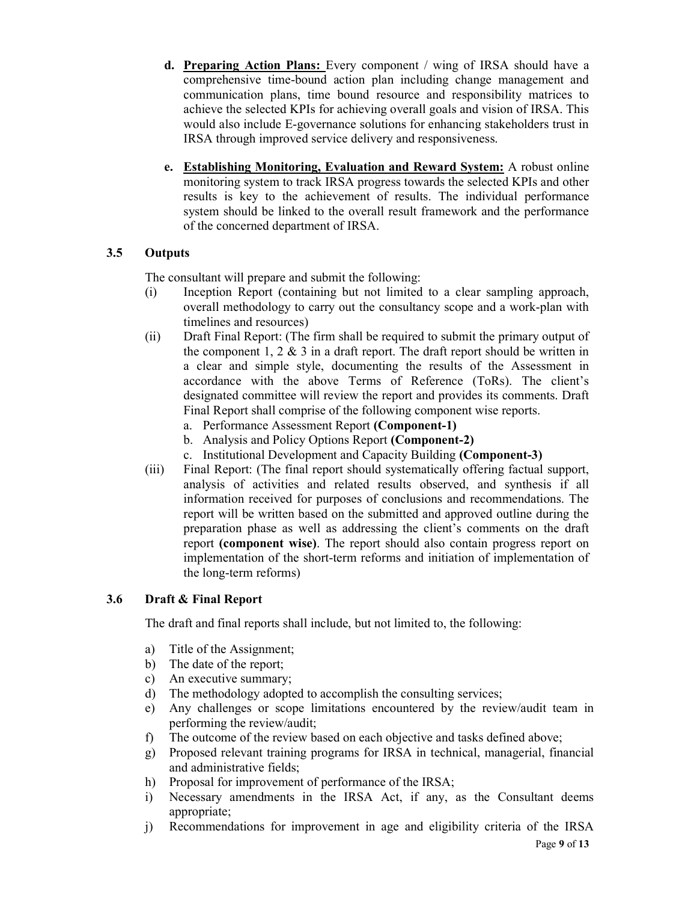d. **Preparing Action Plans:** Every component / wing of IRSA should have a comprehensive time-bound action plan including change management and communication plans, time bound resource and responsibility matrices to achieve the selected KPIs for achieving overall goals and vision of IRSA. This would also include E-governance solutions for enhancing stakeholders trust in IRSA through improved service delivery and responsiveness.

e. **Establishing Monitoring, Evaluation and Reward System:** A robust online monitoring system to track IRSA progress towards the selected KPIs and other results is key to the achievement of results. The individual performance system should be linked to the overall result framework and the performance of the concerned department of IRSA.

### 3.5 Outputs

The consultant will prepare and submit the following:

(i) Inception Report (containing but not limited to a clear sampling approach, overall methodology to carry out the consultancy scope and a work-plan with timelines and resources)

(ii) Draft Final Report: (The firm shall be required to submit the primary output of the component 1, 2 & 3 in a draft report. The draft report should be written in a clear and simple style, documenting the results of the Assessment in accordance with the above Terms of Reference (ToRs). The client's designated committee will review the report and provides its comments. Draft Final Report shall comprise of the following component wise reports.
   a. Performance Assessment Report **(Component-1)**
   b. Analysis and Policy Options Report **(Component-2)**
   c. Institutional Development and Capacity Building **(Component-3)**

(iii) Final Report: (The final report should systematically offering factual support, analysis of activities and related results observed, and synthesis if all information received for purposes of conclusions and recommendations. The report will be written based on the submitted and approved outline during the preparation phase as well as addressing the client's comments on the draft report **(component wise)**. The report should also contain progress report on implementation of the short-term reforms and initiation of implementation of the long-term reforms)

### 3.6 Draft & Final Report

The draft and final reports shall include, but not limited to, the following:

a) Title of the Assignment;
b) The date of the report;
c) An executive summary;
d) The methodology adopted to accomplish the consulting services;
e) Any challenges or scope limitations encountered by the review/audit team in performing the review/audit;
f) The outcome of the review based on each objective and tasks defined above;
g) Proposed relevant training programs for IRSA in technical, managerial, financial and administrative fields;
h) Proposal for improvement of performance of the IRSA;
i) Necessary amendments in the IRSA Act, if any, as the Consultant deems appropriate;
j) Recommendations for improvement in age and eligibility criteria of the IRSA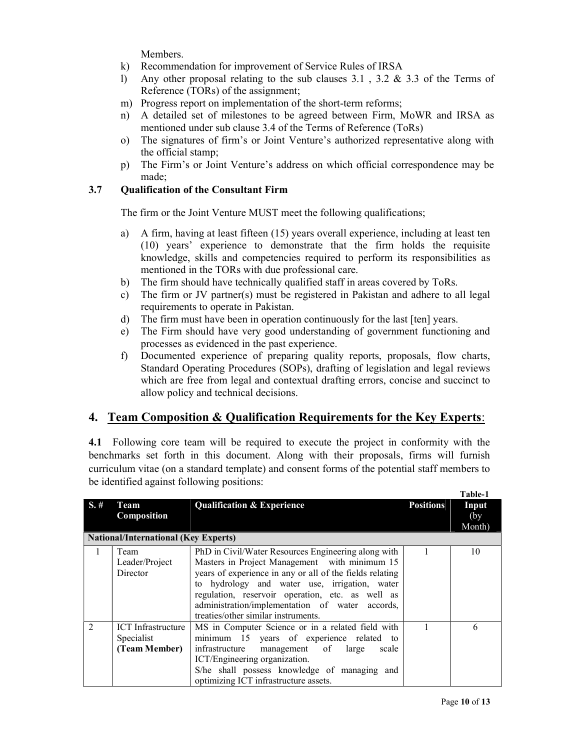Members.

k) Recommendation for improvement of Service Rules of IRSA
l) Any other proposal relating to the sub clauses 3.1 , 3.2 & 3.3 of the Terms of Reference (TORs) of the assignment;
m) Progress report on implementation of the short-term reforms;
n) A detailed set of milestones to be agreed between Firm, MoWR and IRSA as mentioned under sub clause 3.4 of the Terms of Reference (ToRs)
o) The signatures of firm's or Joint Venture's authorized representative along with the official stamp;
p) The Firm's or Joint Venture's address on which official correspondence may be made;

### 3.7 Qualification of the Consultant Firm

The firm or the Joint Venture MUST meet the following qualifications;

a) A firm, having at least fifteen (15) years overall experience, including at least ten (10) years' experience to demonstrate that the firm holds the requisite knowledge, skills and competencies required to perform its responsibilities as mentioned in the TORs with due professional care.
b) The firm should have technically qualified staff in areas covered by ToRs.
c) The firm or JV partner(s) must be registered in Pakistan and adhere to all legal requirements to operate in Pakistan.
d) The firm must have been in operation continuously for the last [ten] years.
e) The Firm should have very good understanding of government functioning and processes as evidenced in the past experience.
f) Documented experience of preparing quality reports, proposals, flow charts, Standard Operating Procedures (SOPs), drafting of legislation and legal reviews which are free from legal and contextual drafting errors, concise and succinct to allow policy and technical decisions.

## 4. Team Composition & Qualification Requirements for the Key Experts:

**4.1** Following core team will be required to execute the project in conformity with the benchmarks set forth in this document. Along with their proposals, firms will furnish curriculum vitae (on a standard template) and consent forms of the potential staff members to be identified against following positions:

**Table-1**

| S. # | Team Composition | Qualification & Experience | Positions | Input (by Month) |
|---|---|---|---|---|
| **National/International (Key Experts)** | | | | |
| 1 | Team Leader/Project Director | PhD in Civil/Water Resources Engineering along with Masters in Project Management with minimum 15 years of experience in any or all of the fields relating to hydrology and water use, irrigation, water regulation, reservoir operation, etc. as well as administration/implementation of water accords, treaties/other similar instruments. | 1 | 10 |
| 2 | ICT Infrastructure Specialist **(Team Member)** | MS in Computer Science or in a related field with minimum 15 years of experience related to infrastructure management of large scale ICT/Engineering organization.<br>S/he shall possess knowledge of managing and optimizing ICT infrastructure assets. | 1 | 6 |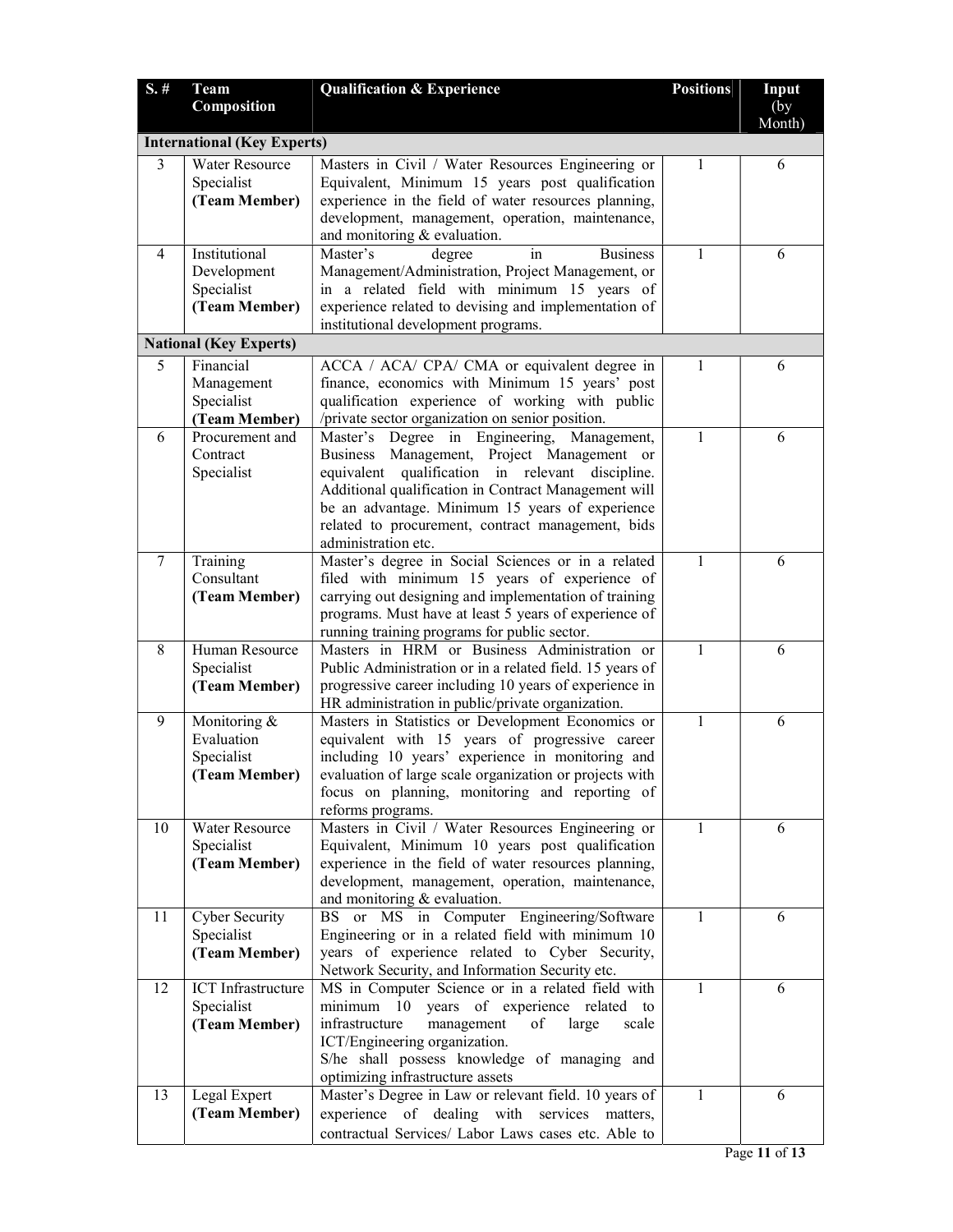| S. # | Team Composition | Qualification & Experience | Positions | Input (by Month) |
|---|---|---|---|---|
| **International (Key Experts)** | | | | |
| 3 | Water Resource Specialist **(Team Member)** | Masters in Civil / Water Resources Engineering or Equivalent, Minimum 15 years post qualification experience in the field of water resources planning, development, management, operation, maintenance, and monitoring & evaluation. | 1 | 6 |
| 4 | Institutional Development Specialist **(Team Member)** | Master's degree in Business Management/Administration, Project Management, or in a related field with minimum 15 years of experience related to devising and implementation of institutional development programs. | 1 | 6 |
| **National (Key Experts)** | | | | |
| 5 | Financial Management Specialist **(Team Member)** | ACCA / ACA/ CPA/ CMA or equivalent degree in finance, economics with Minimum 15 years' post qualification experience of working with public /private sector organization on senior position. | 1 | 6 |
| 6 | Procurement and Contract Specialist | Master's Degree in Engineering, Management, Business Management, Project Management or equivalent qualification in relevant discipline. Additional qualification in Contract Management will be an advantage. Minimum 15 years of experience related to procurement, contract management, bids administration etc. | 1 | 6 |
| 7 | Training Consultant **(Team Member)** | Master's degree in Social Sciences or in a related filed with minimum 15 years of experience of carrying out designing and implementation of training programs. Must have at least 5 years of experience of running training programs for public sector. | 1 | 6 |
| 8 | Human Resource Specialist **(Team Member)** | Masters in HRM or Business Administration or Public Administration or in a related field. 15 years of progressive career including 10 years of experience in HR administration in public/private organization. | 1 | 6 |
| 9 | Monitoring & Evaluation Specialist **(Team Member)** | Masters in Statistics or Development Economics or equivalent with 15 years of progressive career including 10 years' experience in monitoring and evaluation of large scale organization or projects with focus on planning, monitoring and reporting of reforms programs. | 1 | 6 |
| 10 | Water Resource Specialist **(Team Member)** | Masters in Civil / Water Resources Engineering or Equivalent, Minimum 10 years post qualification experience in the field of water resources planning, development, management, operation, maintenance, and monitoring & evaluation. | 1 | 6 |
| 11 | Cyber Security Specialist **(Team Member)** | BS or MS in Computer Engineering/Software Engineering or in a related field with minimum 10 years of experience related to Cyber Security, Network Security, and Information Security etc. | 1 | 6 |
| 12 | ICT Infrastructure Specialist **(Team Member)** | MS in Computer Science or in a related field with minimum 10 years of experience related to infrastructure management of large scale ICT/Engineering organization. S/he shall possess knowledge of managing and optimizing infrastructure assets | 1 | 6 |
| 13 | Legal Expert **(Team Member)** | Master's Degree in Law or relevant field. 10 years of experience of dealing with services matters, contractual Services/ Labor Laws cases etc. Able to | 1 | 6 |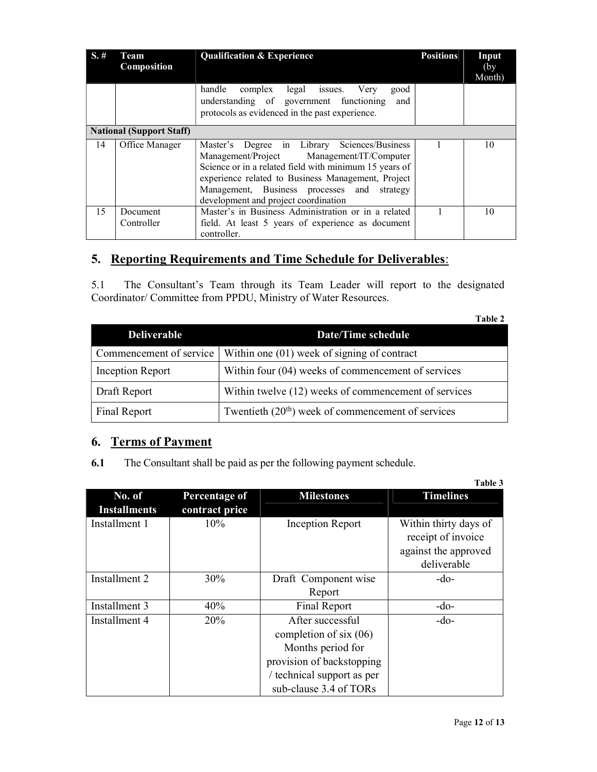| S. # | Team Composition | Qualification & Experience | Positions | Input (by Month) |
|---|---|---|---|---|
| | | handle complex legal issues. Very good understanding of government functioning and protocols as evidenced in the past experience. | | |
| **National (Support Staff)** | | | | |
| 14 | Office Manager | Master's Degree in Library Sciences/Business Management/Project Management/IT/Computer Science or in a related field with minimum 15 years of experience related to Business Management, Project Management, Business processes and strategy development and project coordination | 1 | 10 |
| 15 | Document Controller | Master's in Business Administration or in a related field. At least 5 years of experience as document controller. | 1 | 10 |

## 5. Reporting Requirements and Time Schedule for Deliverables:

5.1 The Consultant's Team through its Team Leader will report to the designated Coordinator/ Committee from PPDU, Ministry of Water Resources.

**Table 2**

| Deliverable | Date/Time schedule |
|---|---|
| Commencement of service | Within one (01) week of signing of contract |
| Inception Report | Within four (04) weeks of commencement of services |
| Draft Report | Within twelve (12) weeks of commencement of services |
| Final Report | Twentieth (20th) week of commencement of services |

## 6. Terms of Payment

**6.1** The Consultant shall be paid as per the following payment schedule.

**Table 3**

| No. of Installments | Percentage of contract price | Milestones | Timelines |
|---|---|---|---|
| Installment 1 | 10% | Inception Report | Within thirty days of receipt of invoice against the approved deliverable |
| Installment 2 | 30% | Draft Component wise Report | -do- |
| Installment 3 | 40% | Final Report | -do- |
| Installment 4 | 20% | After successful completion of six (06) Months period for provision of backstopping / technical support as per sub-clause 3.4 of TORs | -do- |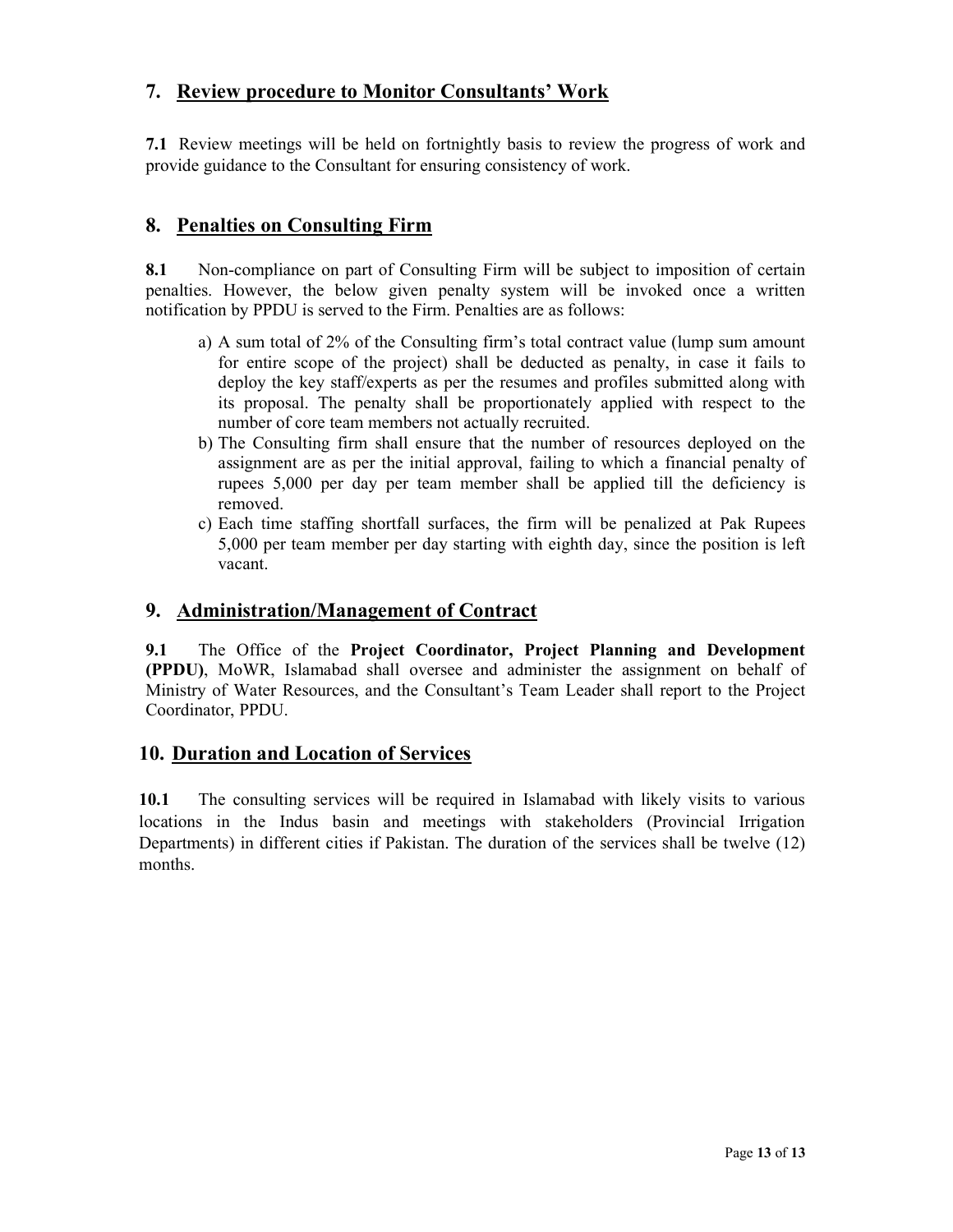## 7. Review procedure to Monitor Consultants' Work

**7.1** Review meetings will be held on fortnightly basis to review the progress of work and provide guidance to the Consultant for ensuring consistency of work.

## 8. Penalties on Consulting Firm

**8.1** Non-compliance on part of Consulting Firm will be subject to imposition of certain penalties. However, the below given penalty system will be invoked once a written notification by PPDU is served to the Firm. Penalties are as follows:

a) A sum total of 2% of the Consulting firm's total contract value (lump sum amount for entire scope of the project) shall be deducted as penalty, in case it fails to deploy the key staff/experts as per the resumes and profiles submitted along with its proposal. The penalty shall be proportionately applied with respect to the number of core team members not actually recruited.

b) The Consulting firm shall ensure that the number of resources deployed on the assignment are as per the initial approval, failing to which a financial penalty of rupees 5,000 per day per team member shall be applied till the deficiency is removed.

c) Each time staffing shortfall surfaces, the firm will be penalized at Pak Rupees 5,000 per team member per day starting with eighth day, since the position is left vacant.

## 9. Administration/Management of Contract

**9.1** The Office of the **Project Coordinator, Project Planning and Development (PPDU)**, MoWR, Islamabad shall oversee and administer the assignment on behalf of Ministry of Water Resources, and the Consultant's Team Leader shall report to the Project Coordinator, PPDU.

## 10. Duration and Location of Services

**10.1** The consulting services will be required in Islamabad with likely visits to various locations in the Indus basin and meetings with stakeholders (Provincial Irrigation Departments) in different cities if Pakistan. The duration of the services shall be twelve (12) months.